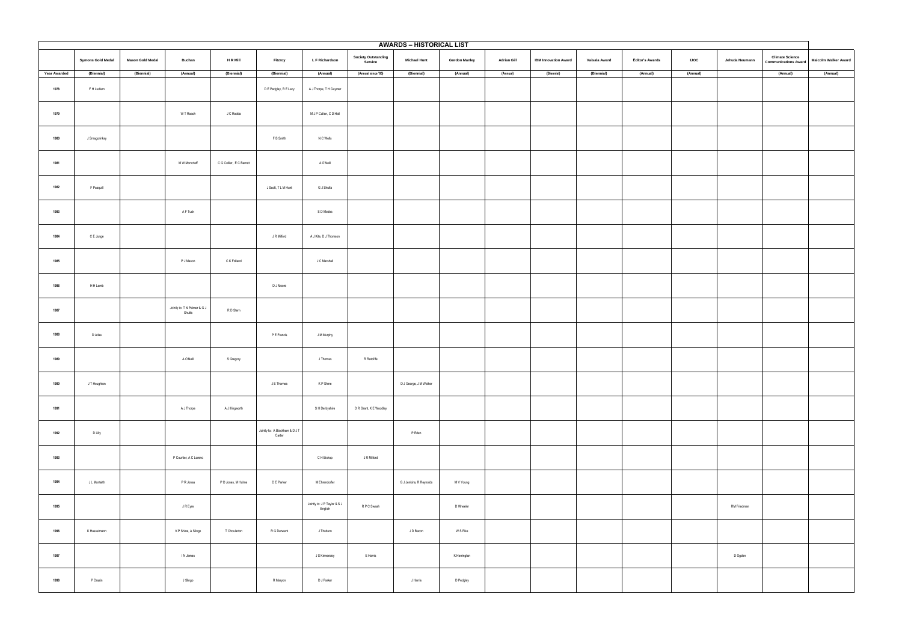# AWARDS – HISTORICAL LIST

| | Symons Gold Medal | Mason Gold Medal | Buchan | H R Mill | Fitzroy | L F Richardson | Society Outstanding Service | Michael Hunt | Gordon Manley | Adrian Gill | IBM Innovation Award | Vaisala Award | Editor's Awards | IJOC | Jehuda Neumann | Climate Science Communications Award | Malcolm Walker Award |
|---|---|---|---|---|---|---|---|---|---|---|---|---|---|---|---|---|---|
| Year Awarded | (Biennial) | (Biennial) | (Annual) | (Biennial) | (Biennial) | (Annual) | (Annual since '05) | (Biennial) | (Annual) | (Annual) | (Biennial) | (Biennial) | (Annual) | (Annual) | | (Annual) | (Annual) |
| 1978 | F H Ludlam | | | | D E Pedgley, R E Lacy | A J Thorpe, T H Guymer | | | | | | | | | | | |
| 1979 | | | W T Roach | J C Rodda | | M J P Cullen, C D Hall | | | | | | | | | | | |
| 1980 | J Smagorinksy | | | | F B Smith | N C Wells | | | | | | | | | | | |
| 1981 | | | M W Moncrieff | C G Collier, E C Barrett | | A O'Neill | | | | | | | | | | | |
| 1982 | F Pasquill | | | | J Scott, T L M Hunt | G J Shutts | | | | | | | | | | | |
| 1983 | | | A F Tuck | | | S D Mobbs | | | | | | | | | | | |
| 1984 | C E Junge | | | | J R Milford | A J Kite, D J Thomson | | | | | | | | | | | |
| 1985 | | | P J Mason | C K Folland | | J C Marshall | | | | | | | | | | | |
| 1986 | H H Lamb | | | | D J Moore | | | | | | | | | | | | |
| 1987 | | | Jointly to: T N Palmer & G J Shutts | R D Stern | | | | | | | | | | | | | |
| 1988 | D Atlas | | | | P E Francis | J M Murphy | | | | | | | | | | | |
| 1989 | | | A O'Neill | S Gregory | | J Thomas | R Ratcliffe | | | | | | | | | | |
| 1990 | J T Houghton | | | | J E Thornes | K P Shine | | D J George, J M Walker | | | | | | | | | |
| 1991 | | | A J Thorpe | A J Illingworth | | S H Derbyshire | D R Grant, K E Woodley | | | | | | | | | | |
| 1992 | D Lilly | | | | Jointly to: A Blackham & D J T Carter | | | P Eden | | | | | | | | | |
| 1993 | | | P Courtier, A C Lorenc | | | C H Bishop | J R Milford | | | | | | | | | | |
| 1994 | J L Monteith | | P R Jonas | P D Jones, M Hulme | D E Parker | M Ehrendorfer | | G J Jenkins, R Reynolds | M V Young | | | | | | | | |
| 1995 | | | J R Eyre | | | Jointly to: J P Taylor & S J English | R P C Swash | | D Wheeler | | | | | | RM Friedman | | |
| 1996 | K Hasselmann | | K P Shine, A Slingo | T Choularton | R G Derwent | J Thuburn | | J D Bacon | W S Pike | | | | | | | | |
| 1997 | | | I N James | | | J S Kinnersley | E Harris | | K Harrington | | | | | | D Ogden | | |
| 1998 | P Drazin | | J Slingo | | R Maryon | D J Parker | | J Harris | D Pedgley | | | | | | | | |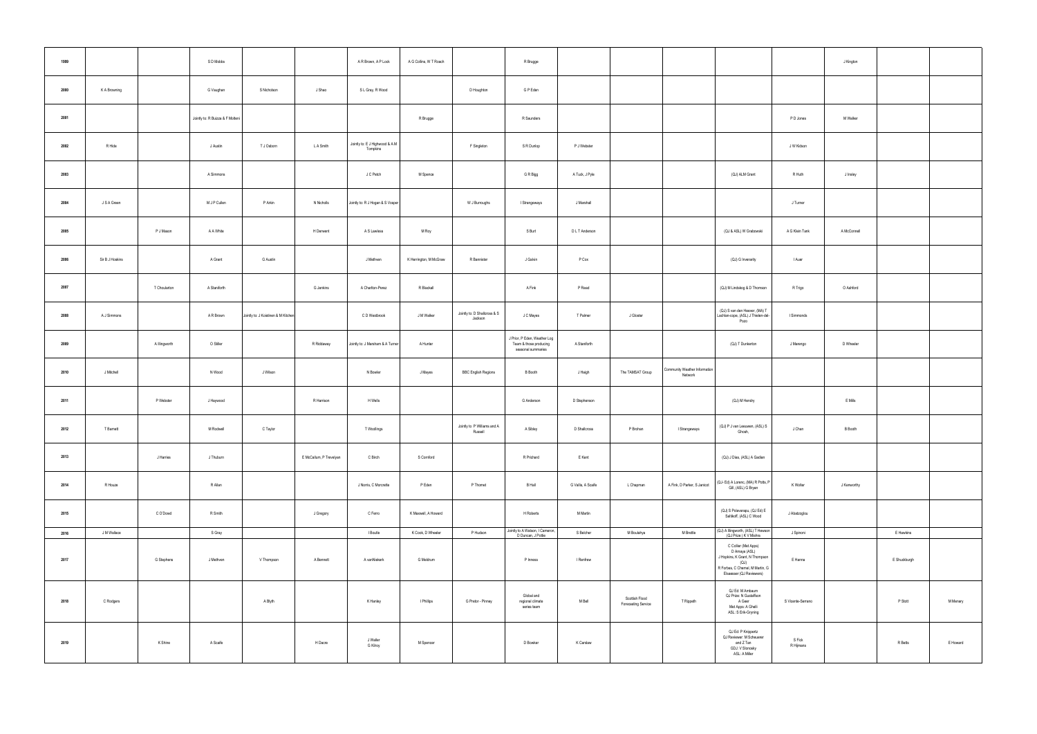| | | | | | | | | | | | | | | | | | |
|---|---|---|---|---|---|---|---|---|---|---|---|---|---|---|---|---|---|
| 1999 | | | S D Mobbs | | | A R Brown, A P Lock | A G Collins, W T Roach | | R Brugge | | | | | | J Kington | | |
| 2000 | K A Browning | | G Vaughan | S Nicholson | J Shea | S L Gray, R Wood | | D Houghton | G P Eden | | | | | | | | |
| 2001 | | | Jointly to: R Buizza & F Molteni | | | | R Brugge | | R Saunders | | | | | P D Jones | M Walker | | |
| 2002 | R Hide | | J Austin | T J Osborn | L A Smith | Jointly to: E J Highwood & A M Tompkins | | F Singleton | S R Dunlop | P J Webster | | | | J W Kidson | | | |
| 2003 | | | A Simmons | | | J C Petch | M Spence | | G R Bigg | A Tuck, J Pyle | | | (QJ) ALM Grant | R Huth | J Insley | | |
| 2004 | J S A Green | | M J P Cullen | P Arkin | N Nicholls | Jointly to: R J Hogan & S Vosper | | W J Burroughs | I Strangeways | J Marshall | | | | J Turner | | | |
| 2005 | | P J Mason | A A White | | H Derwent | A S Lawless | M Roy | | S Burt | D L T Anderson | | | (QJ & ASL) W Grabowski | A G Klein Tank | A McConnell | | |
| 2006 | Sir B J Hoskins | | A Grant | G Austin | | J Methven | K Herrington, M McGraw | R Bannister | J Galvin | P Cox | | | (QJ) G Inverarity | I Auer | | | |
| 2007 | | T Choularton | A Staniforth | | G Jenkins | A Charlton-Perez | R Blackall | | A Fink | P Read | | | (QJ) M Lindskog & D Thomson | R Trigo | O Ashford | | |
| 2008 | A J Simmons | | A R Brown | Jointly to: J Koistinen & M Kitchen | | C D Westbrook | J M Walker | Jointly to: D Shallcross & S Jackson | J C Mayes | T Palmer | J Gloster | | (QJ) S van den Heever, (MA) T Lachlan-cope, (ASL) J Thielen-del-Pozo | I Simmonds | | | |
| 2009 | | A Illingworth | O Stiller | | R Riddaway | Jointly to: J Marsham & A Turner | A Hunter | | J Prior, P Eden, Weather Log Team & those producing seasonal summaries | A Staniforth | | | (QJ) T Dunkerton | J Marengo | D Wheeler | | |
| 2010 | J Mitchell | | N Wood | J Wilson | | N Bowler | J Mayes | BBC English Regions | B Booth | J Haigh | The TAMSAT Group | Community Weather Information Network | | | | | |
| 2011 | | P Webster | J Heywood | | R Harrison | H Wells | | | G Anderson | D Stephenson | | | (QJ) M Hendry | | E Mills | | |
| 2012 | T Barnett | | M Rodwell | C Taylor | | T Woollings | | Jointly to: P Williams and A Russell | A Sibley | D Shallcross | P Brohan | I Strangeways | (QJ) P J van Leeuwen, (ASL) S Ghosh, | J Chen | B Booth | | |
| 2013 | | J Harries | J Thuburn | | E McCallum, P Trevelyan | C Birch | S Cornford | | R Prichard | E Kent | | | (QJ) J Dias, (ASL) A Gadian | | | | |
| 2014 | R Houze | | R Allan | | | J Norris, C Morcrette | P Eden | P Thornet | B Hall | G Vallis, A Scaife | L Chapman | A Fink, D Parker, S Janicot | (QJ- Ed) A Lorenc, (MA) R Potts, P Gill, (ASL) G Bryan | K Wolter | J Kenworthy | | |
| 2015 | | C O'Dowd | R Smith | | J Gregory | C Ferro | K Maxwell, A Howard | | H Roberts | M Martin | | | (QJ) S Polavarapu, (QJ Ed) E Sahlkoff, (ASL) C Wood | J Abatzoglou | | | |
| 2016 | J M Wallace | | S Gray | | | I Boutle | K Cook, D Wheeler | P Hudson | Jointly to A Watson, I Cameron, D Duncan, J Pottie | S Belcher | M Boutahya | M Brettle | (QJ) A Illingworth, (ASL) T Hewson (QJ Prize) K V Mishra | J Spinoni | | E Hawkins | |
| 2017 | | G Stephens | J Methven | V Thompson | A Bennett | A vanNiekerk | G Meldrum | | P Inness | I Renfrew | | | C Collier (Met Apps) D Amaya (ASL) J Hopkins, K Grant, N Thompson (QJ) R Forbes, C Chemel, M Martin, G Elsaesser (QJ Reviewers) | E Hanna | | E Shuckburgh | |
| 2018 | C Rodgers | | | A Blyth | | K Hanley | I Phillips | G Pretor - Pinney | Global and regional climate series team | M Bell | Scottish Flood Forecasting Service | T Rippeth | QJ Ed: M Ambaum QJ Prize: N Gustafsson A Geer Met Apps: A Ghelli ASL: S Erik-Gryning | S Vicente-Serrano | | P Stott | M Menary |
| 2019 | | K Shine | A Scaife | | H Dacre | J Waller G Kilroy | M Spencer | | D Bowker | K Carslaw | | | QJ Ed: P Knippertz QJ Reviewer: M Scheuerer and Z Tan GDJ: V Slonosky ASL: A Miller | S Fick R Hijmans | | R Betts | E Howard |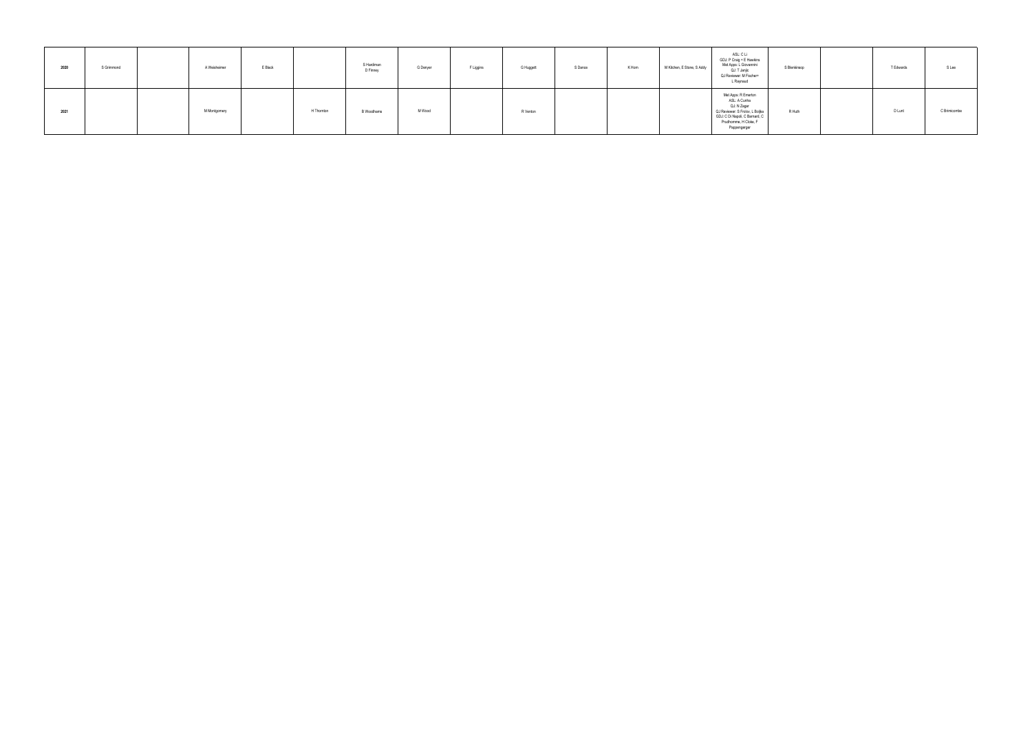| | | | | | | | | | | | | | | | | | |
|---|---|---|---|---|---|---|---|---|---|---|---|---|---|---|---|---|---|
| **2020** | S Grimmond | | A Weisheimer | E Black | | S Hardiman D Finney | G Denyer | F Liggins | G Huggett | S Danos | K Hom | M Kitchen, E Stone, S Addy | ASL: C Li GDJ: P Craig + E Hawkins Met Apps: L Giovannini QJ: T Janjic QJ Reviewer: M Fischer+ L Raynaud | S Blenkinsop | | T Edwards | S Lee |
| **2021** | | | M Montgomery | | H Thornton | B Woodhams | M Wood | | R Venton | | | | Met Apps: R Emerton ASL: A Cunha QJ: N Zagar QJ Reviewer: S Frolov, L Bojka GDJ: C Di Napoli, C Barnard, C Prudhomme, H Cloke, F Pappenberger | R Hutt | | D Lunt | C Brimicombe |